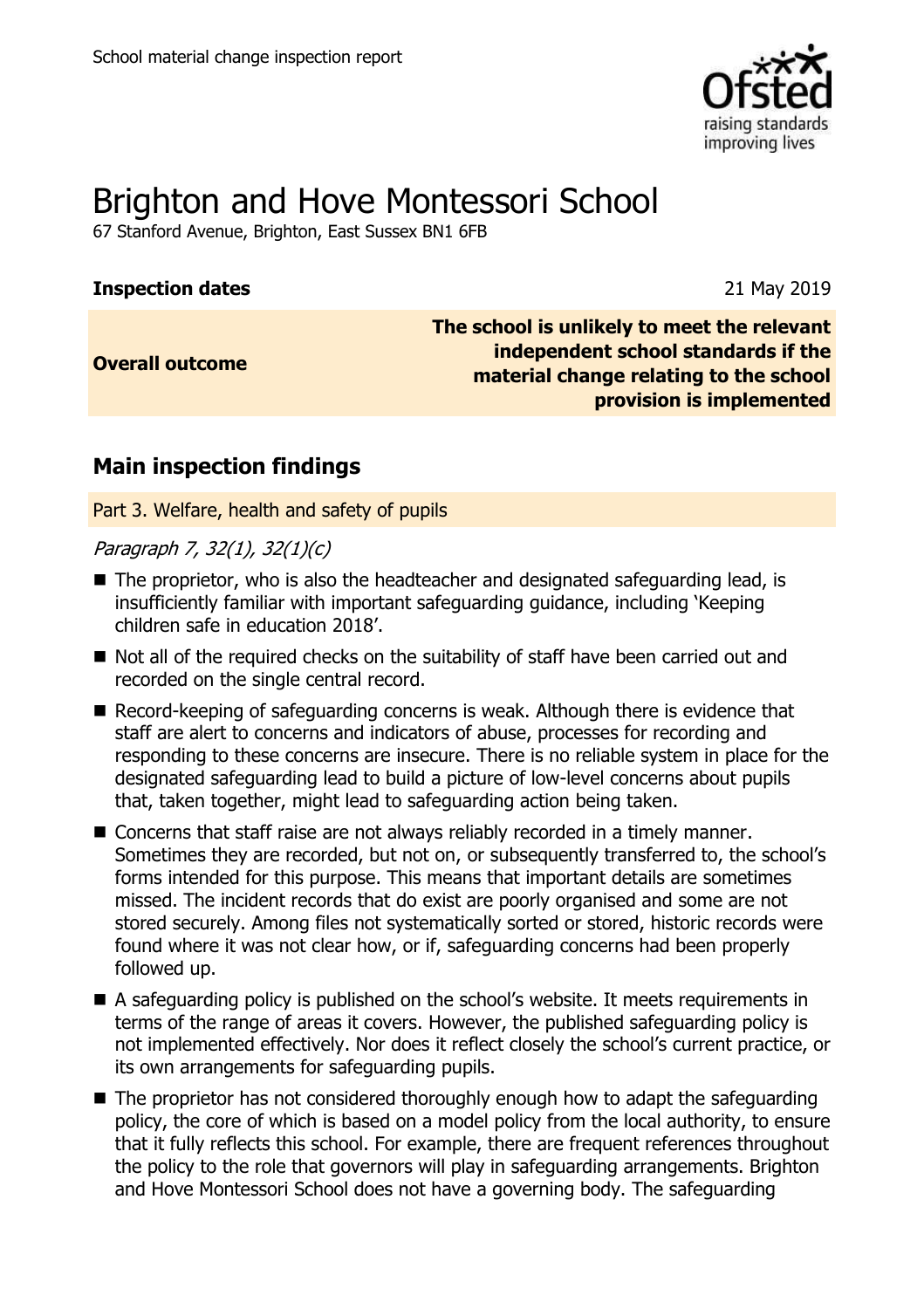School material change inspection report

# Brighton and Hove Montessori School

67 Stanford Avenue, Brighton, East Sussex BN1 6FB

| | |
|---|---|
| **Inspection dates** | 21 May 2019 |
| **Overall outcome** | **The school is unlikely to meet the relevant independent school standards if the material change relating to the school provision is implemented** |

## Main inspection findings

Part 3. Welfare, health and safety of pupils

*Paragraph 7, 32(1), 32(1)(c)*

- The proprietor, who is also the headteacher and designated safeguarding lead, is insufficiently familiar with important safeguarding guidance, including 'Keeping children safe in education 2018'.
- Not all of the required checks on the suitability of staff have been carried out and recorded on the single central record.
- Record-keeping of safeguarding concerns is weak. Although there is evidence that staff are alert to concerns and indicators of abuse, processes for recording and responding to these concerns are insecure. There is no reliable system in place for the designated safeguarding lead to build a picture of low-level concerns about pupils that, taken together, might lead to safeguarding action being taken.
- Concerns that staff raise are not always reliably recorded in a timely manner. Sometimes they are recorded, but not on, or subsequently transferred to, the school's forms intended for this purpose. This means that important details are sometimes missed. The incident records that do exist are poorly organised and some are not stored securely. Among files not systematically sorted or stored, historic records were found where it was not clear how, or if, safeguarding concerns had been properly followed up.
- A safeguarding policy is published on the school's website. It meets requirements in terms of the range of areas it covers. However, the published safeguarding policy is not implemented effectively. Nor does it reflect closely the school's current practice, or its own arrangements for safeguarding pupils.
- The proprietor has not considered thoroughly enough how to adapt the safeguarding policy, the core of which is based on a model policy from the local authority, to ensure that it fully reflects this school. For example, there are frequent references throughout the policy to the role that governors will play in safeguarding arrangements. Brighton and Hove Montessori School does not have a governing body. The safeguarding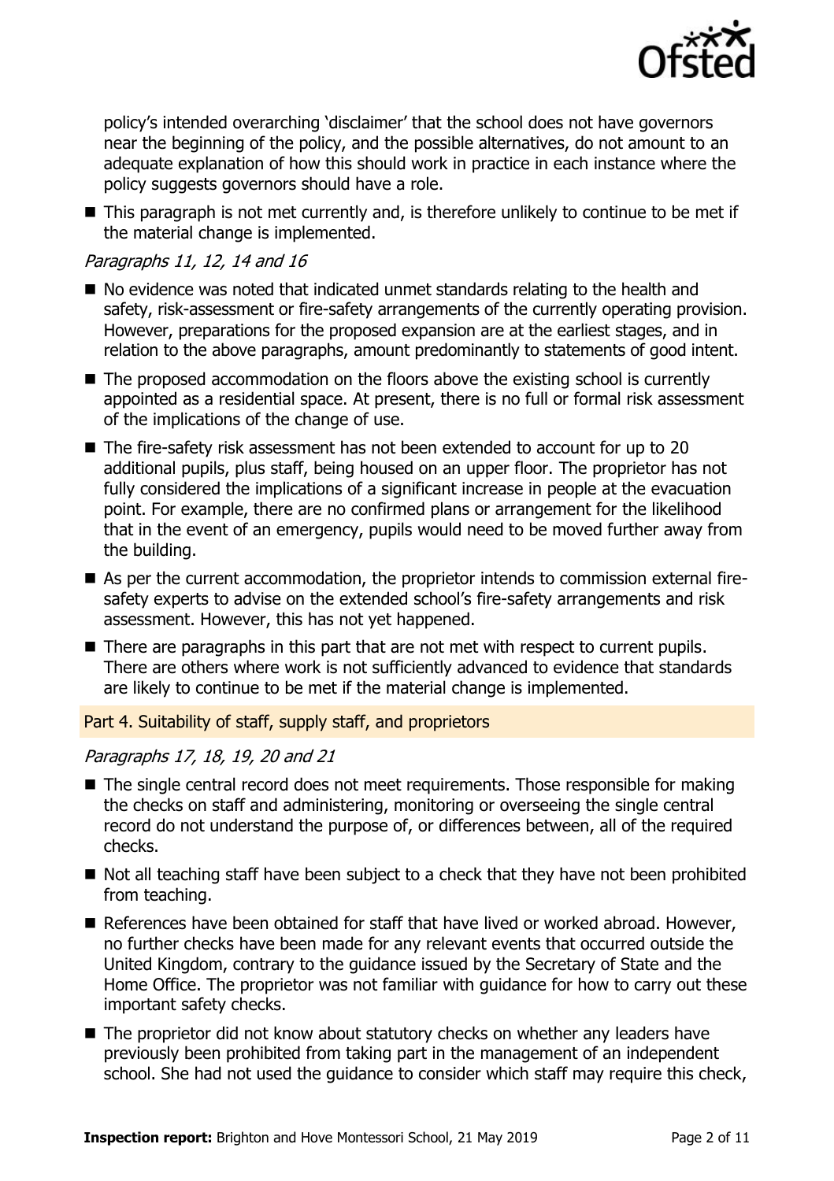policy's intended overarching 'disclaimer' that the school does not have governors near the beginning of the policy, and the possible alternatives, do not amount to an adequate explanation of how this should work in practice in each instance where the policy suggests governors should have a role.

- This paragraph is not met currently and, is therefore unlikely to continue to be met if the material change is implemented.

*Paragraphs 11, 12, 14 and 16*

- No evidence was noted that indicated unmet standards relating to the health and safety, risk-assessment or fire-safety arrangements of the currently operating provision. However, preparations for the proposed expansion are at the earliest stages, and in relation to the above paragraphs, amount predominantly to statements of good intent.
- The proposed accommodation on the floors above the existing school is currently appointed as a residential space. At present, there is no full or formal risk assessment of the implications of the change of use.
- The fire-safety risk assessment has not been extended to account for up to 20 additional pupils, plus staff, being housed on an upper floor. The proprietor has not fully considered the implications of a significant increase in people at the evacuation point. For example, there are no confirmed plans or arrangement for the likelihood that in the event of an emergency, pupils would need to be moved further away from the building.
- As per the current accommodation, the proprietor intends to commission external fire-safety experts to advise on the extended school's fire-safety arrangements and risk assessment. However, this has not yet happened.
- There are paragraphs in this part that are not met with respect to current pupils. There are others where work is not sufficiently advanced to evidence that standards are likely to continue to be met if the material change is implemented.

## Part 4. Suitability of staff, supply staff, and proprietors

*Paragraphs 17, 18, 19, 20 and 21*

- The single central record does not meet requirements. Those responsible for making the checks on staff and administering, monitoring or overseeing the single central record do not understand the purpose of, or differences between, all of the required checks.
- Not all teaching staff have been subject to a check that they have not been prohibited from teaching.
- References have been obtained for staff that have lived or worked abroad. However, no further checks have been made for any relevant events that occurred outside the United Kingdom, contrary to the guidance issued by the Secretary of State and the Home Office. The proprietor was not familiar with guidance for how to carry out these important safety checks.
- The proprietor did not know about statutory checks on whether any leaders have previously been prohibited from taking part in the management of an independent school. She had not used the guidance to consider which staff may require this check,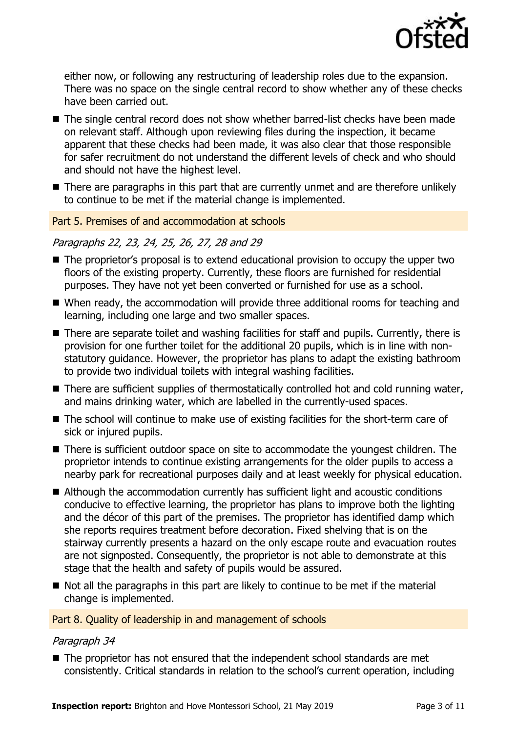either now, or following any restructuring of leadership roles due to the expansion. There was no space on the single central record to show whether any of these checks have been carried out.

- The single central record does not show whether barred-list checks have been made on relevant staff. Although upon reviewing files during the inspection, it became apparent that these checks had been made, it was also clear that those responsible for safer recruitment do not understand the different levels of check and who should and should not have the highest level.
- There are paragraphs in this part that are currently unmet and are therefore unlikely to continue to be met if the material change is implemented.

### Part 5. Premises of and accommodation at schools

*Paragraphs 22, 23, 24, 25, 26, 27, 28 and 29*

- The proprietor's proposal is to extend educational provision to occupy the upper two floors of the existing property. Currently, these floors are furnished for residential purposes. They have not yet been converted or furnished for use as a school.
- When ready, the accommodation will provide three additional rooms for teaching and learning, including one large and two smaller spaces.
- There are separate toilet and washing facilities for staff and pupils. Currently, there is provision for one further toilet for the additional 20 pupils, which is in line with non-statutory guidance. However, the proprietor has plans to adapt the existing bathroom to provide two individual toilets with integral washing facilities.
- There are sufficient supplies of thermostatically controlled hot and cold running water, and mains drinking water, which are labelled in the currently-used spaces.
- The school will continue to make use of existing facilities for the short-term care of sick or injured pupils.
- There is sufficient outdoor space on site to accommodate the youngest children. The proprietor intends to continue existing arrangements for the older pupils to access a nearby park for recreational purposes daily and at least weekly for physical education.
- Although the accommodation currently has sufficient light and acoustic conditions conducive to effective learning, the proprietor has plans to improve both the lighting and the décor of this part of the premises. The proprietor has identified damp which she reports requires treatment before decoration. Fixed shelving that is on the stairway currently presents a hazard on the only escape route and evacuation routes are not signposted. Consequently, the proprietor is not able to demonstrate at this stage that the health and safety of pupils would be assured.
- Not all the paragraphs in this part are likely to continue to be met if the material change is implemented.

### Part 8. Quality of leadership in and management of schools

*Paragraph 34*

- The proprietor has not ensured that the independent school standards are met consistently. Critical standards in relation to the school's current operation, including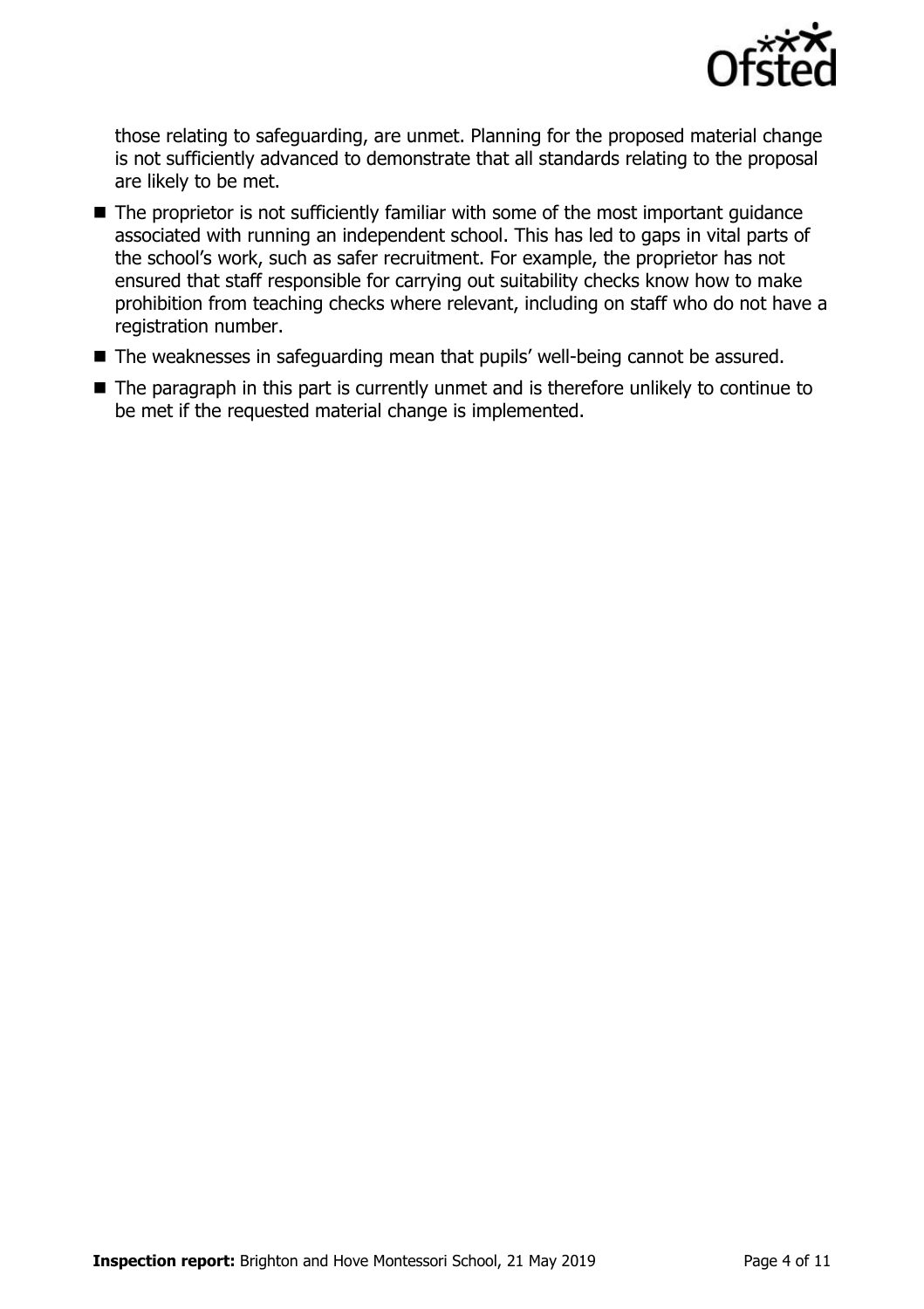those relating to safeguarding, are unmet. Planning for the proposed material change is not sufficiently advanced to demonstrate that all standards relating to the proposal are likely to be met.

- The proprietor is not sufficiently familiar with some of the most important guidance associated with running an independent school. This has led to gaps in vital parts of the school's work, such as safer recruitment. For example, the proprietor has not ensured that staff responsible for carrying out suitability checks know how to make prohibition from teaching checks where relevant, including on staff who do not have a registration number.
- The weaknesses in safeguarding mean that pupils' well-being cannot be assured.
- The paragraph in this part is currently unmet and is therefore unlikely to continue to be met if the requested material change is implemented.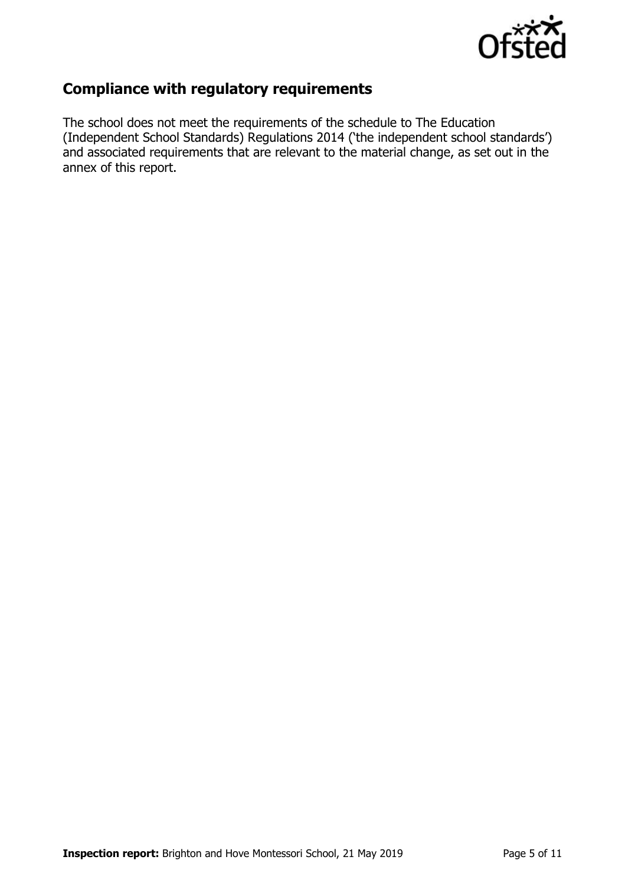## Compliance with regulatory requirements

The school does not meet the requirements of the schedule to The Education (Independent School Standards) Regulations 2014 ('the independent school standards') and associated requirements that are relevant to the material change, as set out in the annex of this report.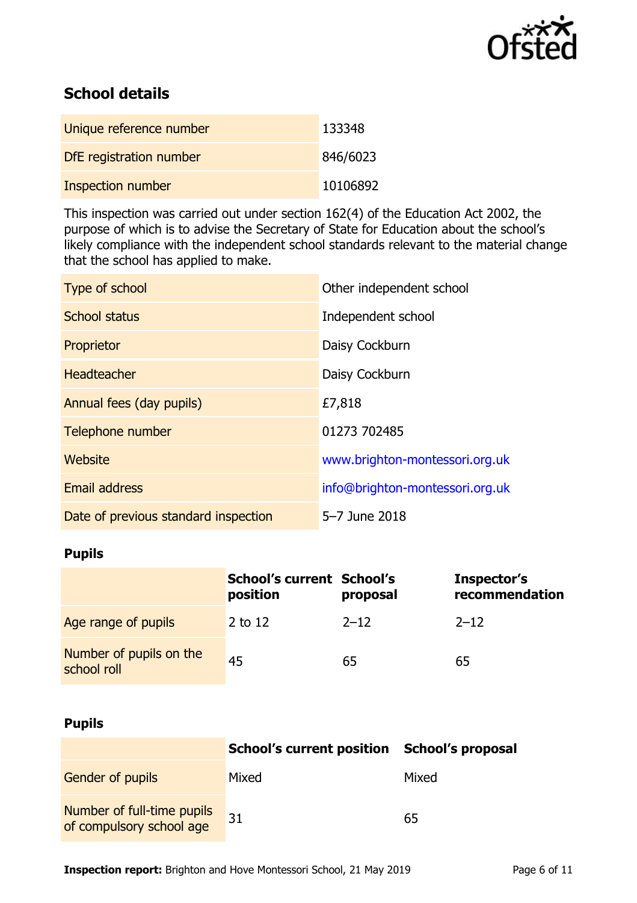## School details

| | |
|---|---|
| Unique reference number | 133348 |
| DfE registration number | 846/6023 |
| Inspection number | 10106892 |

This inspection was carried out under section 162(4) of the Education Act 2002, the purpose of which is to advise the Secretary of State for Education about the school's likely compliance with the independent school standards relevant to the material change that the school has applied to make.

| | |
|---|---|
| Type of school | Other independent school |
| School status | Independent school |
| Proprietor | Daisy Cockburn |
| Headteacher | Daisy Cockburn |
| Annual fees (day pupils) | £7,818 |
| Telephone number | 01273 702485 |
| Website | www.brighton-montessori.org.uk |
| Email address | info@brighton-montessori.org.uk |
| Date of previous standard inspection | 5–7 June 2018 |

### Pupils

| | School's current position | School's proposal | Inspector's recommendation |
|---|---|---|---|
| Age range of pupils | 2 to 12 | 2–12 | 2–12 |
| Number of pupils on the school roll | 45 | 65 | 65 |

### Pupils

| | School's current position | School's proposal |
|---|---|---|
| Gender of pupils | Mixed | Mixed |
| Number of full-time pupils of compulsory school age | 31 | 65 |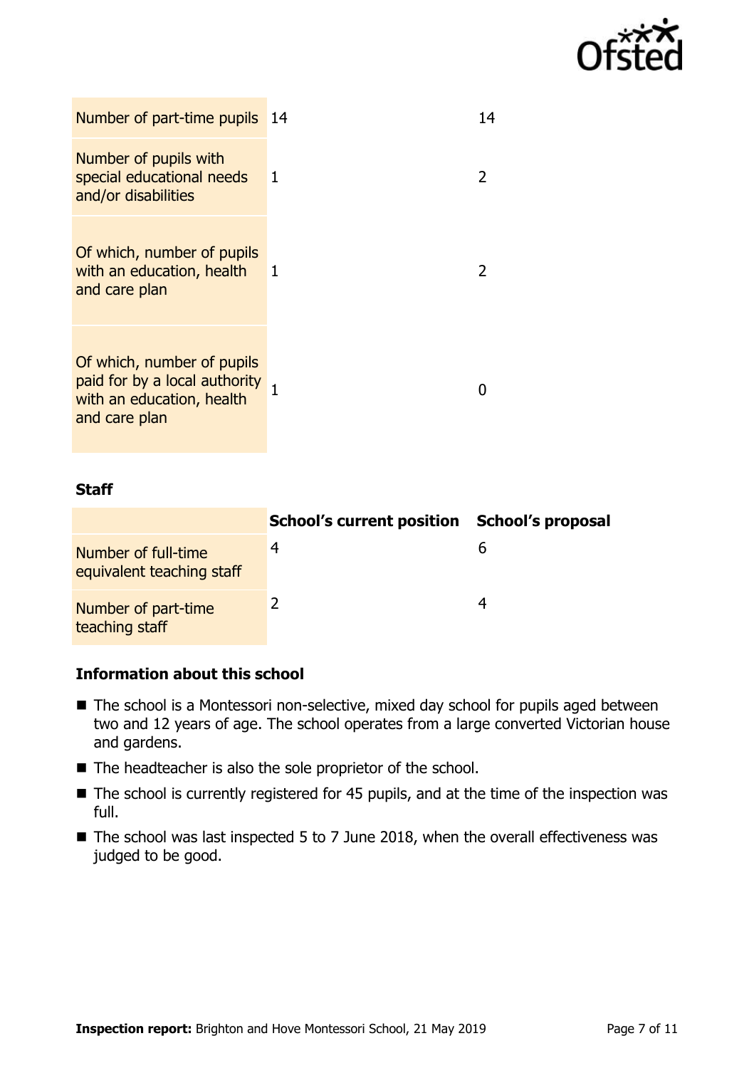| | | |
|---|---|---|
| Number of part-time pupils | 14 | 14 |
| Number of pupils with special educational needs and/or disabilities | 1 | 2 |
| Of which, number of pupils with an education, health and care plan | 1 | 2 |
| Of which, number of pupils paid for by a local authority with an education, health and care plan | 1 | 0 |

**Staff**

| | School's current position | School's proposal |
|---|---|---|
| Number of full-time equivalent teaching staff | 4 | 6 |
| Number of part-time teaching staff | 2 | 4 |

### Information about this school

- The school is a Montessori non-selective, mixed day school for pupils aged between two and 12 years of age. The school operates from a large converted Victorian house and gardens.
- The headteacher is also the sole proprietor of the school.
- The school is currently registered for 45 pupils, and at the time of the inspection was full.
- The school was last inspected 5 to 7 June 2018, when the overall effectiveness was judged to be good.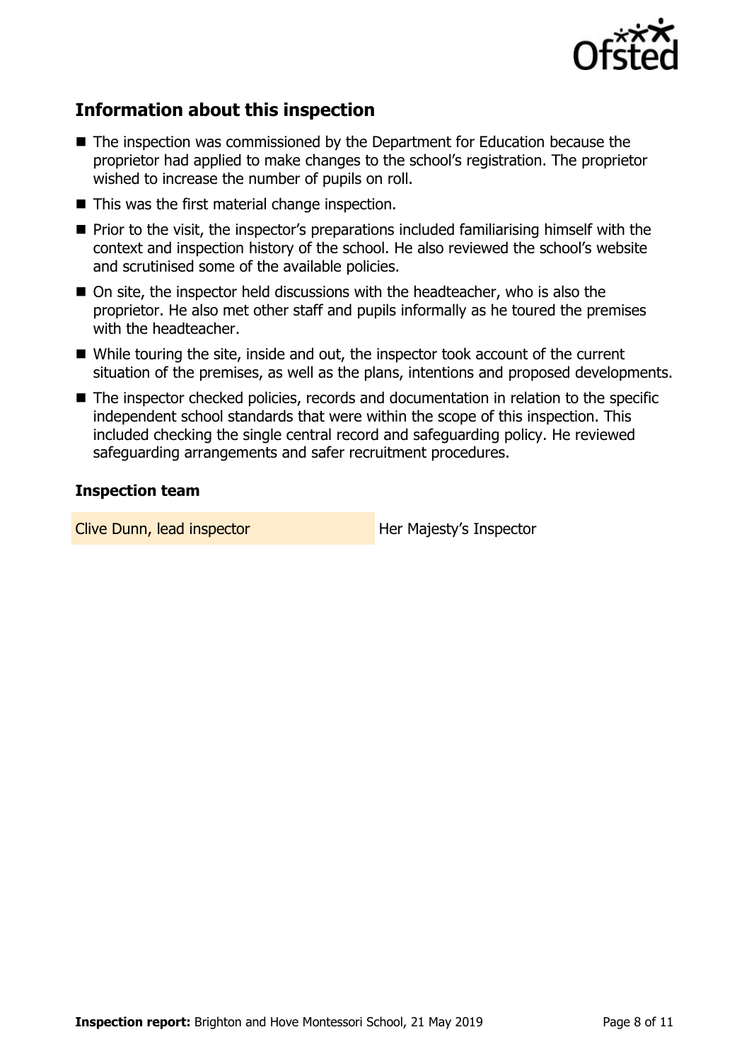## Information about this inspection

- The inspection was commissioned by the Department for Education because the proprietor had applied to make changes to the school's registration. The proprietor wished to increase the number of pupils on roll.
- This was the first material change inspection.
- Prior to the visit, the inspector's preparations included familiarising himself with the context and inspection history of the school. He also reviewed the school's website and scrutinised some of the available policies.
- On site, the inspector held discussions with the headteacher, who is also the proprietor. He also met other staff and pupils informally as he toured the premises with the headteacher.
- While touring the site, inside and out, the inspector took account of the current situation of the premises, as well as the plans, intentions and proposed developments.
- The inspector checked policies, records and documentation in relation to the specific independent school standards that were within the scope of this inspection. This included checking the single central record and safeguarding policy. He reviewed safeguarding arrangements and safer recruitment procedures.

### Inspection team

| | |
|---|---|
| Clive Dunn, lead inspector | Her Majesty's Inspector |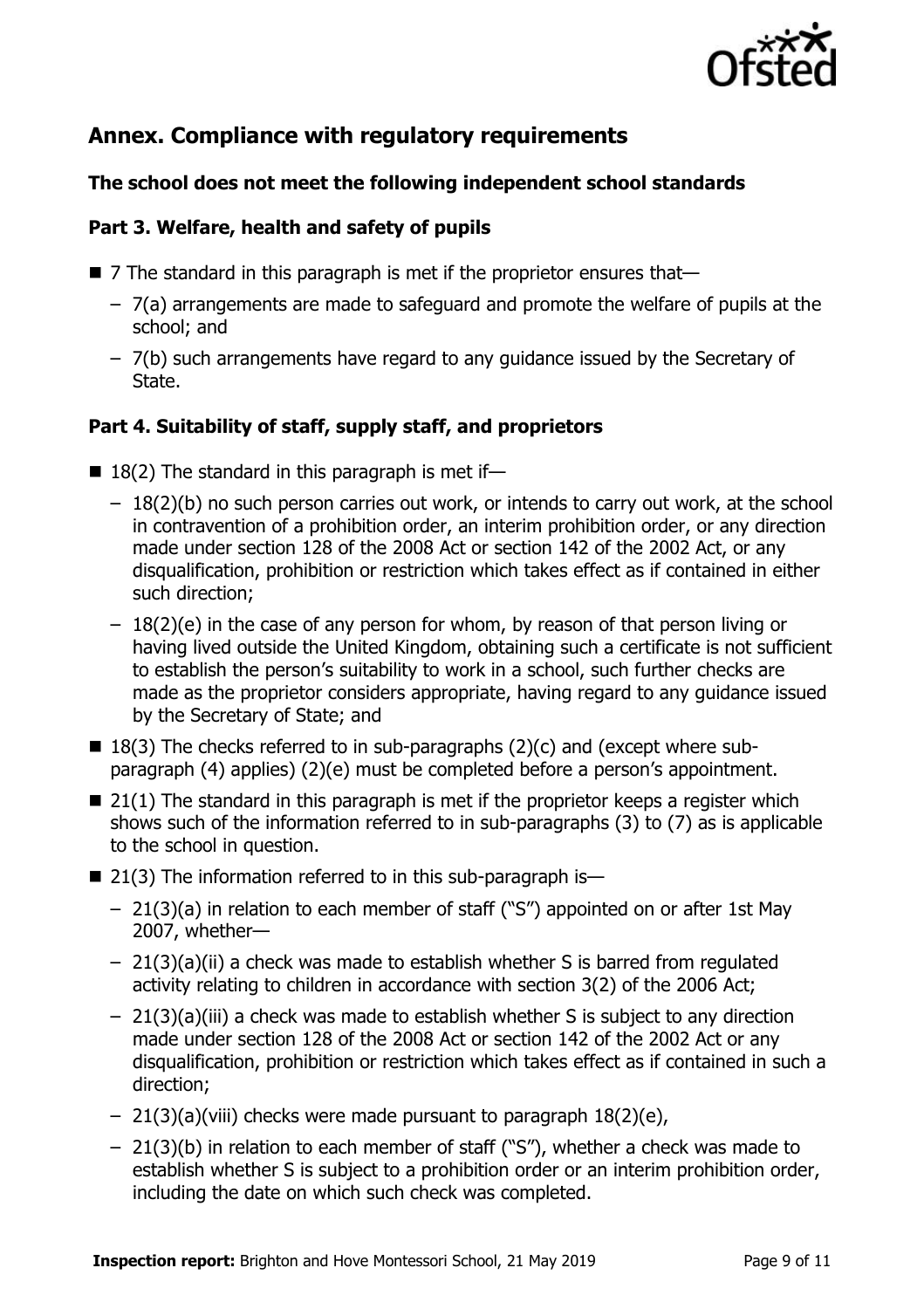## Annex. Compliance with regulatory requirements

### The school does not meet the following independent school standards

### Part 3. Welfare, health and safety of pupils

- 7 The standard in this paragraph is met if the proprietor ensures that—
  - 7(a) arrangements are made to safeguard and promote the welfare of pupils at the school; and
  - 7(b) such arrangements have regard to any guidance issued by the Secretary of State.

### Part 4. Suitability of staff, supply staff, and proprietors

- 18(2) The standard in this paragraph is met if—
  - 18(2)(b) no such person carries out work, or intends to carry out work, at the school in contravention of a prohibition order, an interim prohibition order, or any direction made under section 128 of the 2008 Act or section 142 of the 2002 Act, or any disqualification, prohibition or restriction which takes effect as if contained in either such direction;
  - 18(2)(e) in the case of any person for whom, by reason of that person living or having lived outside the United Kingdom, obtaining such a certificate is not sufficient to establish the person's suitability to work in a school, such further checks are made as the proprietor considers appropriate, having regard to any guidance issued by the Secretary of State; and
- 18(3) The checks referred to in sub-paragraphs (2)(c) and (except where sub-paragraph (4) applies) (2)(e) must be completed before a person's appointment.
- 21(1) The standard in this paragraph is met if the proprietor keeps a register which shows such of the information referred to in sub-paragraphs (3) to (7) as is applicable to the school in question.
- 21(3) The information referred to in this sub-paragraph is—
  - 21(3)(a) in relation to each member of staff ("S") appointed on or after 1st May 2007, whether—
  - 21(3)(a)(ii) a check was made to establish whether S is barred from regulated activity relating to children in accordance with section 3(2) of the 2006 Act;
  - 21(3)(a)(iii) a check was made to establish whether S is subject to any direction made under section 128 of the 2008 Act or section 142 of the 2002 Act or any disqualification, prohibition or restriction which takes effect as if contained in such a direction;
  - 21(3)(a)(viii) checks were made pursuant to paragraph 18(2)(e),
  - 21(3)(b) in relation to each member of staff ("S"), whether a check was made to establish whether S is subject to a prohibition order or an interim prohibition order, including the date on which such check was completed.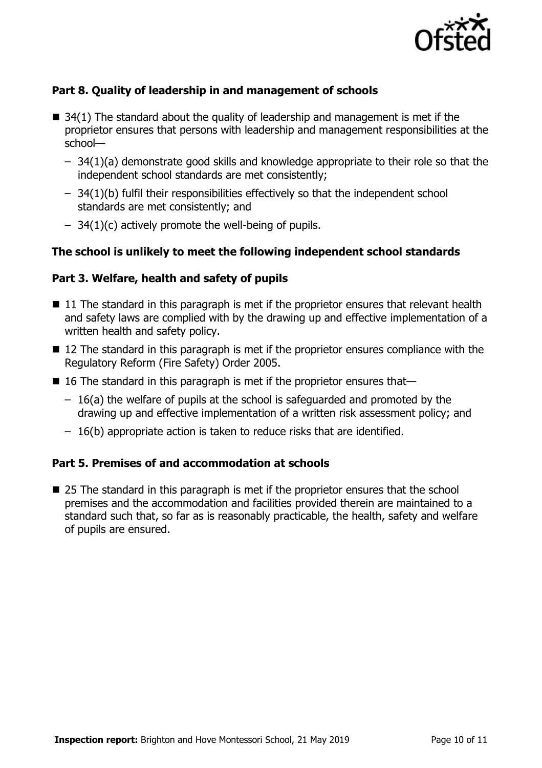### Part 8. Quality of leadership in and management of schools

- 34(1) The standard about the quality of leadership and management is met if the proprietor ensures that persons with leadership and management responsibilities at the school—
  - 34(1)(a) demonstrate good skills and knowledge appropriate to their role so that the independent school standards are met consistently;
  - 34(1)(b) fulfil their responsibilities effectively so that the independent school standards are met consistently; and
  - 34(1)(c) actively promote the well-being of pupils.

### The school is unlikely to meet the following independent school standards

### Part 3. Welfare, health and safety of pupils

- 11 The standard in this paragraph is met if the proprietor ensures that relevant health and safety laws are complied with by the drawing up and effective implementation of a written health and safety policy.
- 12 The standard in this paragraph is met if the proprietor ensures compliance with the Regulatory Reform (Fire Safety) Order 2005.
- 16 The standard in this paragraph is met if the proprietor ensures that—
  - 16(a) the welfare of pupils at the school is safeguarded and promoted by the drawing up and effective implementation of a written risk assessment policy; and
  - 16(b) appropriate action is taken to reduce risks that are identified.

### Part 5. Premises of and accommodation at schools

- 25 The standard in this paragraph is met if the proprietor ensures that the school premises and the accommodation and facilities provided therein are maintained to a standard such that, so far as is reasonably practicable, the health, safety and welfare of pupils are ensured.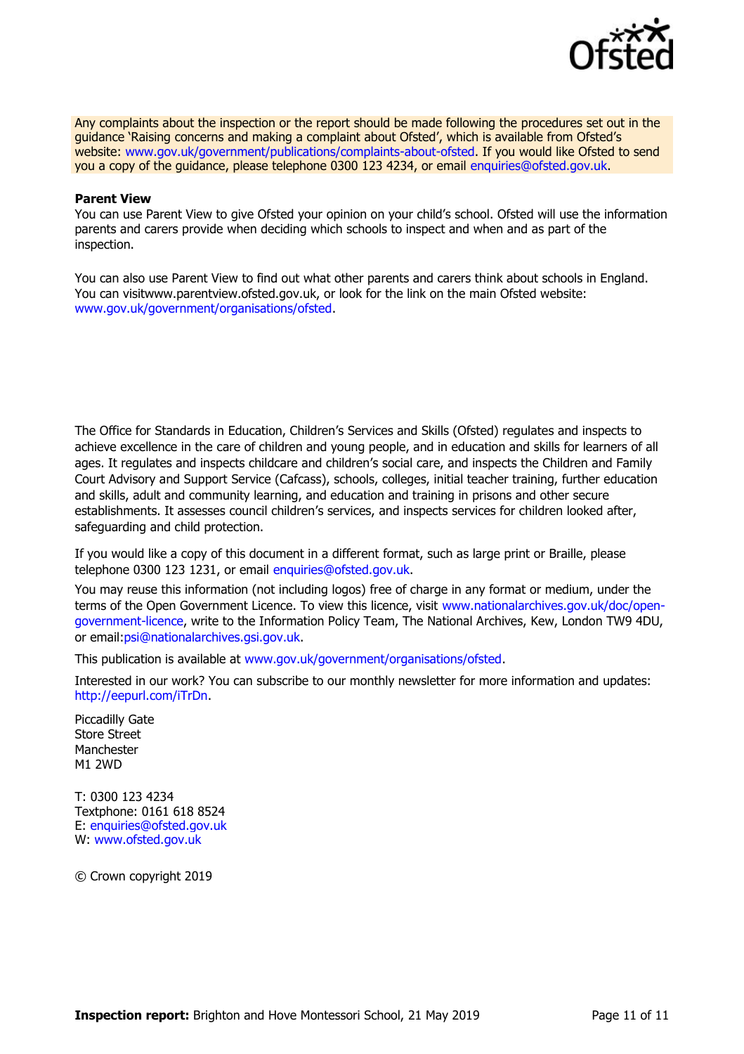Any complaints about the inspection or the report should be made following the procedures set out in the guidance 'Raising concerns and making a complaint about Ofsted', which is available from Ofsted's website: www.gov.uk/government/publications/complaints-about-ofsted. If you would like Ofsted to send you a copy of the guidance, please telephone 0300 123 4234, or email enquiries@ofsted.gov.uk.

**Parent View**

You can use Parent View to give Ofsted your opinion on your child's school. Ofsted will use the information parents and carers provide when deciding which schools to inspect and when and as part of the inspection.

You can also use Parent View to find out what other parents and carers think about schools in England. You can visitwww.parentview.ofsted.gov.uk, or look for the link on the main Ofsted website: www.gov.uk/government/organisations/ofsted.

The Office for Standards in Education, Children's Services and Skills (Ofsted) regulates and inspects to achieve excellence in the care of children and young people, and in education and skills for learners of all ages. It regulates and inspects childcare and children's social care, and inspects the Children and Family Court Advisory and Support Service (Cafcass), schools, colleges, initial teacher training, further education and skills, adult and community learning, and education and training in prisons and other secure establishments. It assesses council children's services, and inspects services for children looked after, safeguarding and child protection.

If you would like a copy of this document in a different format, such as large print or Braille, please telephone 0300 123 1231, or email enquiries@ofsted.gov.uk.

You may reuse this information (not including logos) free of charge in any format or medium, under the terms of the Open Government Licence. To view this licence, visit www.nationalarchives.gov.uk/doc/open-government-licence, write to the Information Policy Team, The National Archives, Kew, London TW9 4DU, or email:psi@nationalarchives.gsi.gov.uk.

This publication is available at www.gov.uk/government/organisations/ofsted.

Interested in our work? You can subscribe to our monthly newsletter for more information and updates: http://eepurl.com/iTrDn.

Piccadilly Gate
Store Street
Manchester
M1 2WD

T: 0300 123 4234
Textphone: 0161 618 8524
E: enquiries@ofsted.gov.uk
W: www.ofsted.gov.uk

© Crown copyright 2019